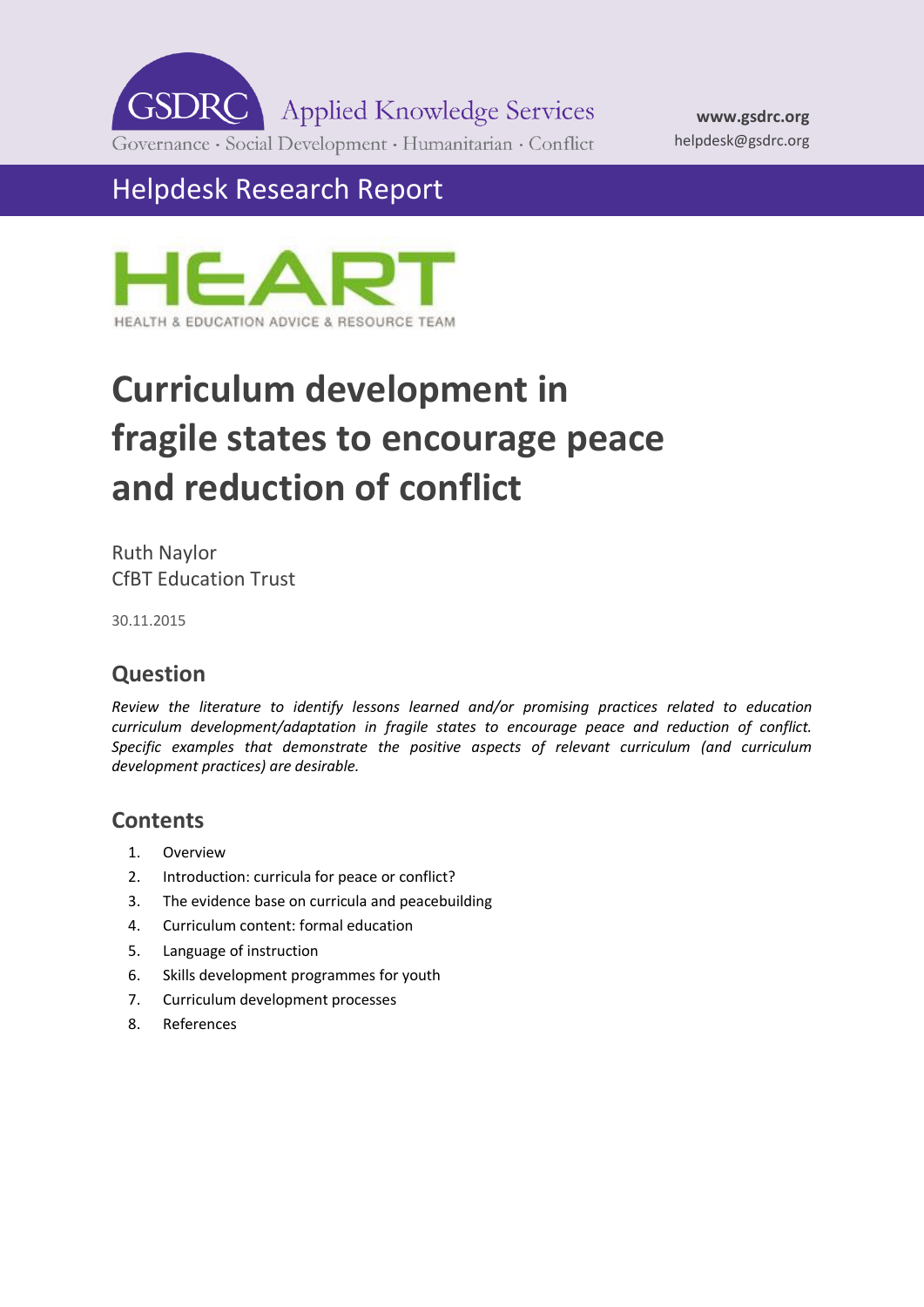GSDRC Applied Knowledge Services

Governance · Social Development · Humanitarian · Conflict

**www.gsdrc.org**
helpdesk@gsdrc.org

Helpdesk Research Report

HEART
HEALTH & EDUCATION ADVICE & RESOURCE TEAM

# Curriculum development in fragile states to encourage peace and reduction of conflict

Ruth Naylor
CfBT Education Trust

30.11.2015

## Question

*Review the literature to identify lessons learned and/or promising practices related to education curriculum development/adaptation in fragile states to encourage peace and reduction of conflict. Specific examples that demonstrate the positive aspects of relevant curriculum (and curriculum development practices) are desirable.*

## Contents

1. Overview
2. Introduction: curricula for peace or conflict?
3. The evidence base on curricula and peacebuilding
4. Curriculum content: formal education
5. Language of instruction
6. Skills development programmes for youth
7. Curriculum development processes
8. References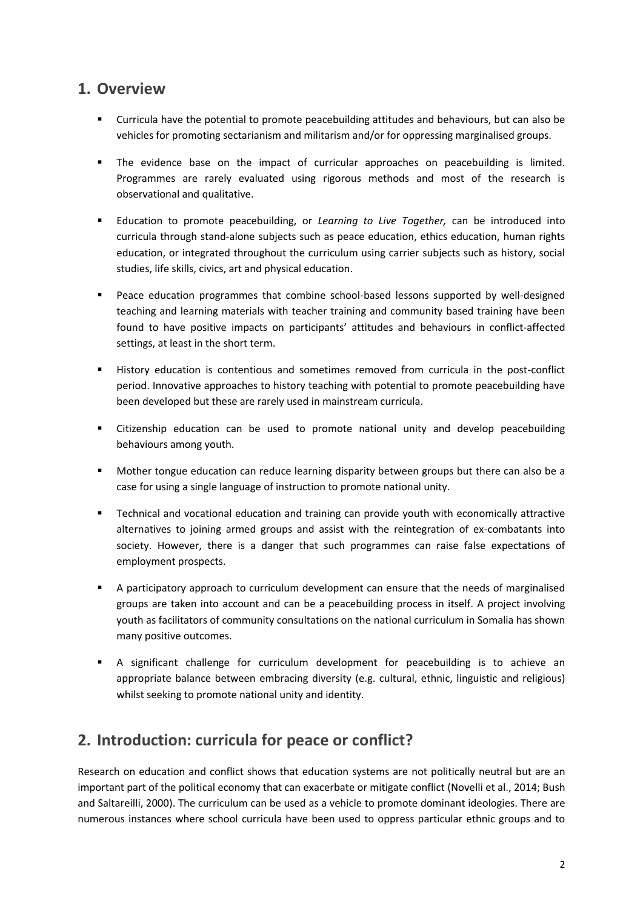## 1. Overview

- Curricula have the potential to promote peacebuilding attitudes and behaviours, but can also be vehicles for promoting sectarianism and militarism and/or for oppressing marginalised groups.
- The evidence base on the impact of curricular approaches on peacebuilding is limited. Programmes are rarely evaluated using rigorous methods and most of the research is observational and qualitative.
- Education to promote peacebuilding, or *Learning to Live Together,* can be introduced into curricula through stand-alone subjects such as peace education, ethics education, human rights education, or integrated throughout the curriculum using carrier subjects such as history, social studies, life skills, civics, art and physical education.
- Peace education programmes that combine school-based lessons supported by well-designed teaching and learning materials with teacher training and community based training have been found to have positive impacts on participants' attitudes and behaviours in conflict-affected settings, at least in the short term.
- History education is contentious and sometimes removed from curricula in the post-conflict period. Innovative approaches to history teaching with potential to promote peacebuilding have been developed but these are rarely used in mainstream curricula.
- Citizenship education can be used to promote national unity and develop peacebuilding behaviours among youth.
- Mother tongue education can reduce learning disparity between groups but there can also be a case for using a single language of instruction to promote national unity.
- Technical and vocational education and training can provide youth with economically attractive alternatives to joining armed groups and assist with the reintegration of ex-combatants into society. However, there is a danger that such programmes can raise false expectations of employment prospects.
- A participatory approach to curriculum development can ensure that the needs of marginalised groups are taken into account and can be a peacebuilding process in itself. A project involving youth as facilitators of community consultations on the national curriculum in Somalia has shown many positive outcomes.
- A significant challenge for curriculum development for peacebuilding is to achieve an appropriate balance between embracing diversity (e.g. cultural, ethnic, linguistic and religious) whilst seeking to promote national unity and identity.

## 2. Introduction: curricula for peace or conflict?

Research on education and conflict shows that education systems are not politically neutral but are an important part of the political economy that can exacerbate or mitigate conflict (Novelli et al., 2014; Bush and Saltareilli, 2000). The curriculum can be used as a vehicle to promote dominant ideologies. There are numerous instances where school curricula have been used to oppress particular ethnic groups and to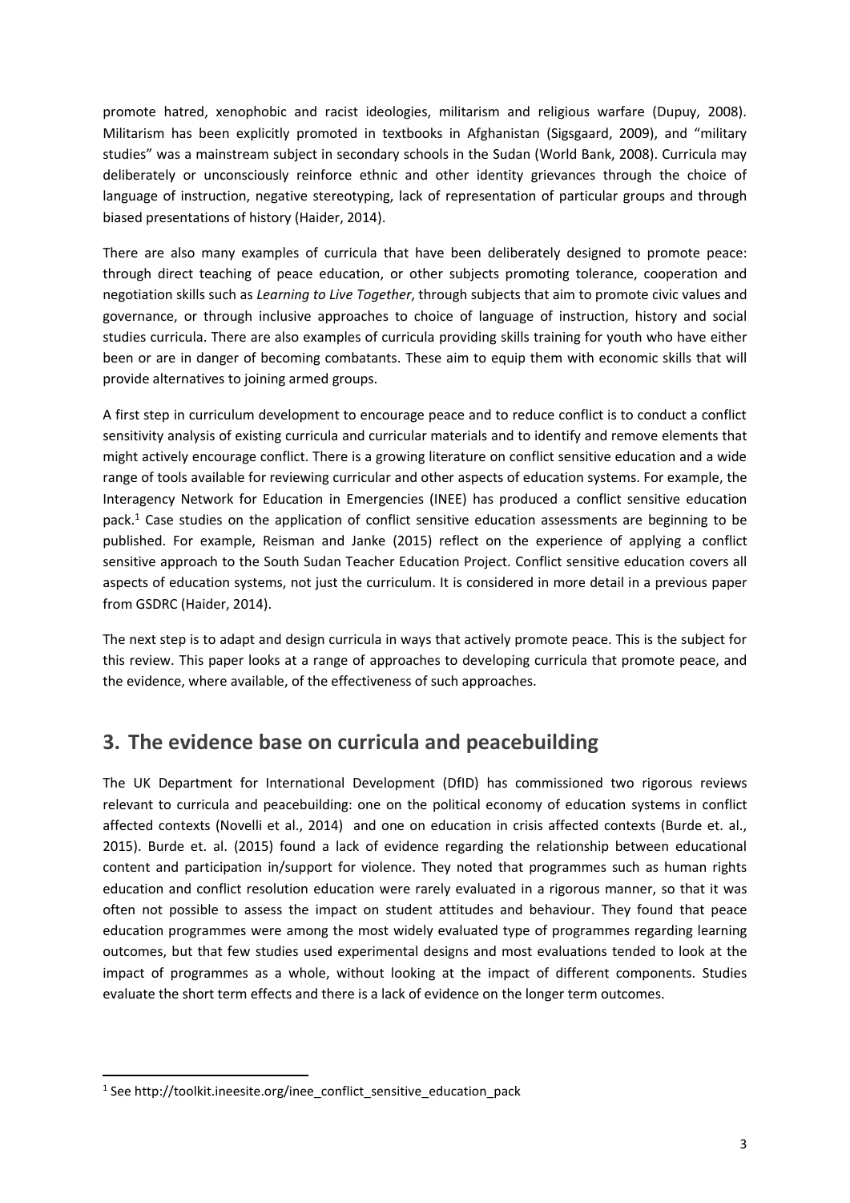promote hatred, xenophobic and racist ideologies, militarism and religious warfare (Dupuy, 2008). Militarism has been explicitly promoted in textbooks in Afghanistan (Sigsgaard, 2009), and "military studies" was a mainstream subject in secondary schools in the Sudan (World Bank, 2008). Curricula may deliberately or unconsciously reinforce ethnic and other identity grievances through the choice of language of instruction, negative stereotyping, lack of representation of particular groups and through biased presentations of history (Haider, 2014).

There are also many examples of curricula that have been deliberately designed to promote peace: through direct teaching of peace education, or other subjects promoting tolerance, cooperation and negotiation skills such as *Learning to Live Together*, through subjects that aim to promote civic values and governance, or through inclusive approaches to choice of language of instruction, history and social studies curricula. There are also examples of curricula providing skills training for youth who have either been or are in danger of becoming combatants. These aim to equip them with economic skills that will provide alternatives to joining armed groups.

A first step in curriculum development to encourage peace and to reduce conflict is to conduct a conflict sensitivity analysis of existing curricula and curricular materials and to identify and remove elements that might actively encourage conflict. There is a growing literature on conflict sensitive education and a wide range of tools available for reviewing curricular and other aspects of education systems. For example, the Interagency Network for Education in Emergencies (INEE) has produced a conflict sensitive education pack.[1] Case studies on the application of conflict sensitive education assessments are beginning to be published. For example, Reisman and Janke (2015) reflect on the experience of applying a conflict sensitive approach to the South Sudan Teacher Education Project. Conflict sensitive education covers all aspects of education systems, not just the curriculum. It is considered in more detail in a previous paper from GSDRC (Haider, 2014).

The next step is to adapt and design curricula in ways that actively promote peace. This is the subject for this review. This paper looks at a range of approaches to developing curricula that promote peace, and the evidence, where available, of the effectiveness of such approaches.

## 3. The evidence base on curricula and peacebuilding

The UK Department for International Development (DfID) has commissioned two rigorous reviews relevant to curricula and peacebuilding: one on the political economy of education systems in conflict affected contexts (Novelli et al., 2014) and one on education in crisis affected contexts (Burde et. al., 2015). Burde et. al. (2015) found a lack of evidence regarding the relationship between educational content and participation in/support for violence. They noted that programmes such as human rights education and conflict resolution education were rarely evaluated in a rigorous manner, so that it was often not possible to assess the impact on student attitudes and behaviour. They found that peace education programmes were among the most widely evaluated type of programmes regarding learning outcomes, but that few studies used experimental designs and most evaluations tended to look at the impact of programmes as a whole, without looking at the impact of different components. Studies evaluate the short term effects and there is a lack of evidence on the longer term outcomes.

---

[1] See http://toolkit.ineesite.org/inee_conflict_sensitive_education_pack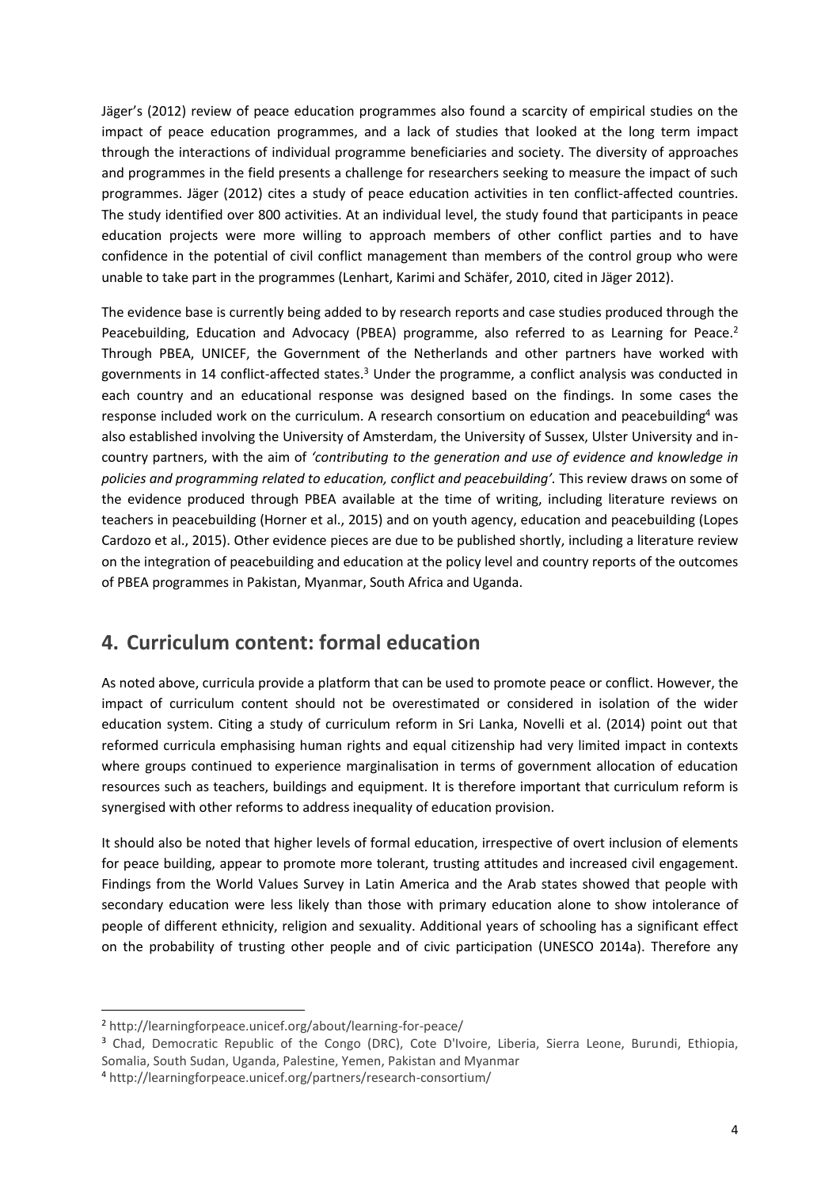Jäger's (2012) review of peace education programmes also found a scarcity of empirical studies on the impact of peace education programmes, and a lack of studies that looked at the long term impact through the interactions of individual programme beneficiaries and society. The diversity of approaches and programmes in the field presents a challenge for researchers seeking to measure the impact of such programmes. Jäger (2012) cites a study of peace education activities in ten conflict-affected countries. The study identified over 800 activities. At an individual level, the study found that participants in peace education projects were more willing to approach members of other conflict parties and to have confidence in the potential of civil conflict management than members of the control group who were unable to take part in the programmes (Lenhart, Karimi and Schäfer, 2010, cited in Jäger 2012).

The evidence base is currently being added to by research reports and case studies produced through the Peacebuilding, Education and Advocacy (PBEA) programme, also referred to as Learning for Peace.[2] Through PBEA, UNICEF, the Government of the Netherlands and other partners have worked with governments in 14 conflict-affected states.[3] Under the programme, a conflict analysis was conducted in each country and an educational response was designed based on the findings. In some cases the response included work on the curriculum. A research consortium on education and peacebuilding[4] was also established involving the University of Amsterdam, the University of Sussex, Ulster University and in-country partners, with the aim of *'contributing to the generation and use of evidence and knowledge in policies and programming related to education, conflict and peacebuilding'*. This review draws on some of the evidence produced through PBEA available at the time of writing, including literature reviews on teachers in peacebuilding (Horner et al., 2015) and on youth agency, education and peacebuilding (Lopes Cardozo et al., 2015). Other evidence pieces are due to be published shortly, including a literature review on the integration of peacebuilding and education at the policy level and country reports of the outcomes of PBEA programmes in Pakistan, Myanmar, South Africa and Uganda.

## 4. Curriculum content: formal education

As noted above, curricula provide a platform that can be used to promote peace or conflict. However, the impact of curriculum content should not be overestimated or considered in isolation of the wider education system. Citing a study of curriculum reform in Sri Lanka, Novelli et al. (2014) point out that reformed curricula emphasising human rights and equal citizenship had very limited impact in contexts where groups continued to experience marginalisation in terms of government allocation of education resources such as teachers, buildings and equipment. It is therefore important that curriculum reform is synergised with other reforms to address inequality of education provision.

It should also be noted that higher levels of formal education, irrespective of overt inclusion of elements for peace building, appear to promote more tolerant, trusting attitudes and increased civil engagement. Findings from the World Values Survey in Latin America and the Arab states showed that people with secondary education were less likely than those with primary education alone to show intolerance of people of different ethnicity, religion and sexuality. Additional years of schooling has a significant effect on the probability of trusting other people and of civic participation (UNESCO 2014a). Therefore any

---

[2] http://learningforpeace.unicef.org/about/learning-for-peace/

[3] Chad, Democratic Republic of the Congo (DRC), Cote D'Ivoire, Liberia, Sierra Leone, Burundi, Ethiopia, Somalia, South Sudan, Uganda, Palestine, Yemen, Pakistan and Myanmar

[4] http://learningforpeace.unicef.org/partners/research-consortium/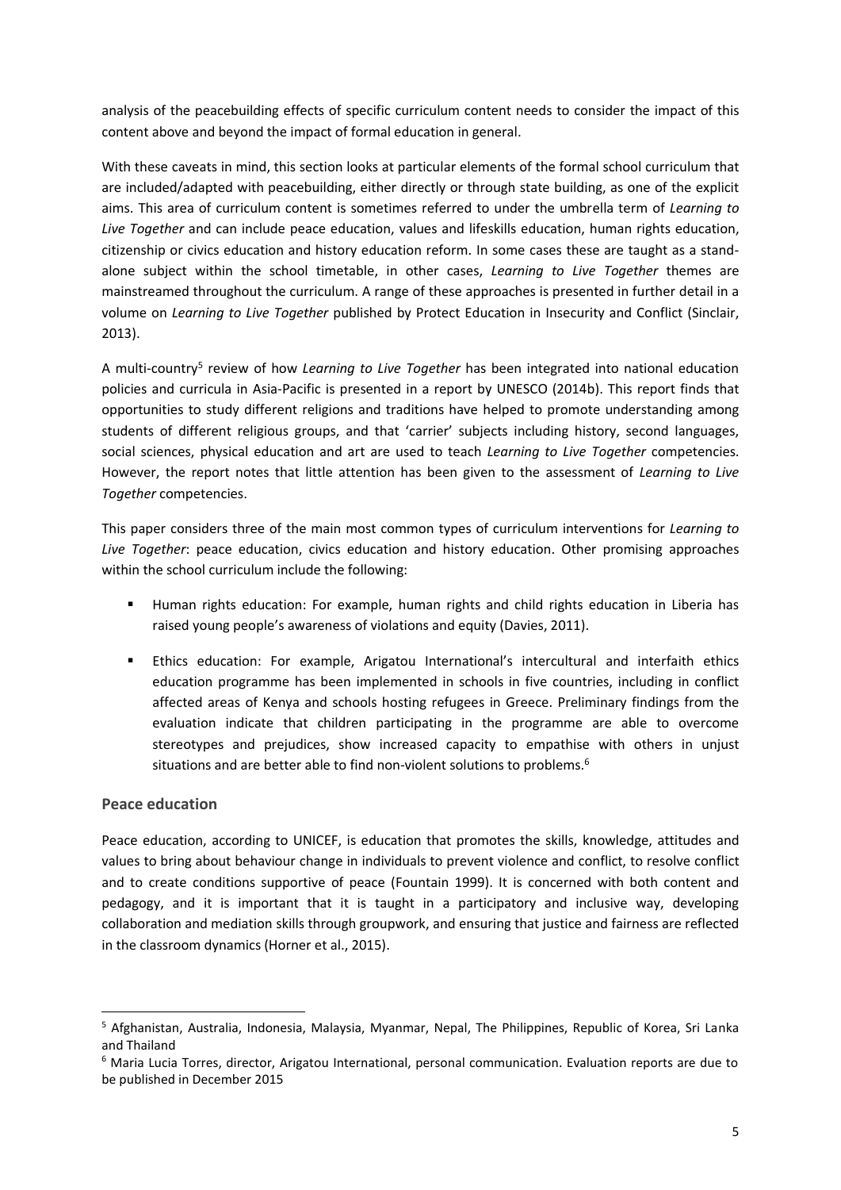analysis of the peacebuilding effects of specific curriculum content needs to consider the impact of this content above and beyond the impact of formal education in general.

With these caveats in mind, this section looks at particular elements of the formal school curriculum that are included/adapted with peacebuilding, either directly or through state building, as one of the explicit aims. This area of curriculum content is sometimes referred to under the umbrella term of *Learning to Live Together* and can include peace education, values and lifeskills education, human rights education, citizenship or civics education and history education reform. In some cases these are taught as a stand-alone subject within the school timetable, in other cases, *Learning to Live Together* themes are mainstreamed throughout the curriculum. A range of these approaches is presented in further detail in a volume on *Learning to Live Together* published by Protect Education in Insecurity and Conflict (Sinclair, 2013).

A multi-country[5] review of how *Learning to Live Together* has been integrated into national education policies and curricula in Asia-Pacific is presented in a report by UNESCO (2014b). This report finds that opportunities to study different religions and traditions have helped to promote understanding among students of different religious groups, and that 'carrier' subjects including history, second languages, social sciences, physical education and art are used to teach *Learning to Live Together* competencies. However, the report notes that little attention has been given to the assessment of *Learning to Live Together* competencies.

This paper considers three of the main most common types of curriculum interventions for *Learning to Live Together*: peace education, civics education and history education. Other promising approaches within the school curriculum include the following:

- Human rights education: For example, human rights and child rights education in Liberia has raised young people's awareness of violations and equity (Davies, 2011).
- Ethics education: For example, Arigatou International's intercultural and interfaith ethics education programme has been implemented in schools in five countries, including in conflict affected areas of Kenya and schools hosting refugees in Greece. Preliminary findings from the evaluation indicate that children participating in the programme are able to overcome stereotypes and prejudices, show increased capacity to empathise with others in unjust situations and are better able to find non-violent solutions to problems.[6]

## Peace education

Peace education, according to UNICEF, is education that promotes the skills, knowledge, attitudes and values to bring about behaviour change in individuals to prevent violence and conflict, to resolve conflict and to create conditions supportive of peace (Fountain 1999). It is concerned with both content and pedagogy, and it is important that it is taught in a participatory and inclusive way, developing collaboration and mediation skills through groupwork, and ensuring that justice and fairness are reflected in the classroom dynamics (Horner et al., 2015).

---

[5] Afghanistan, Australia, Indonesia, Malaysia, Myanmar, Nepal, The Philippines, Republic of Korea, Sri Lanka and Thailand

[6] Maria Lucia Torres, director, Arigatou International, personal communication. Evaluation reports are due to be published in December 2015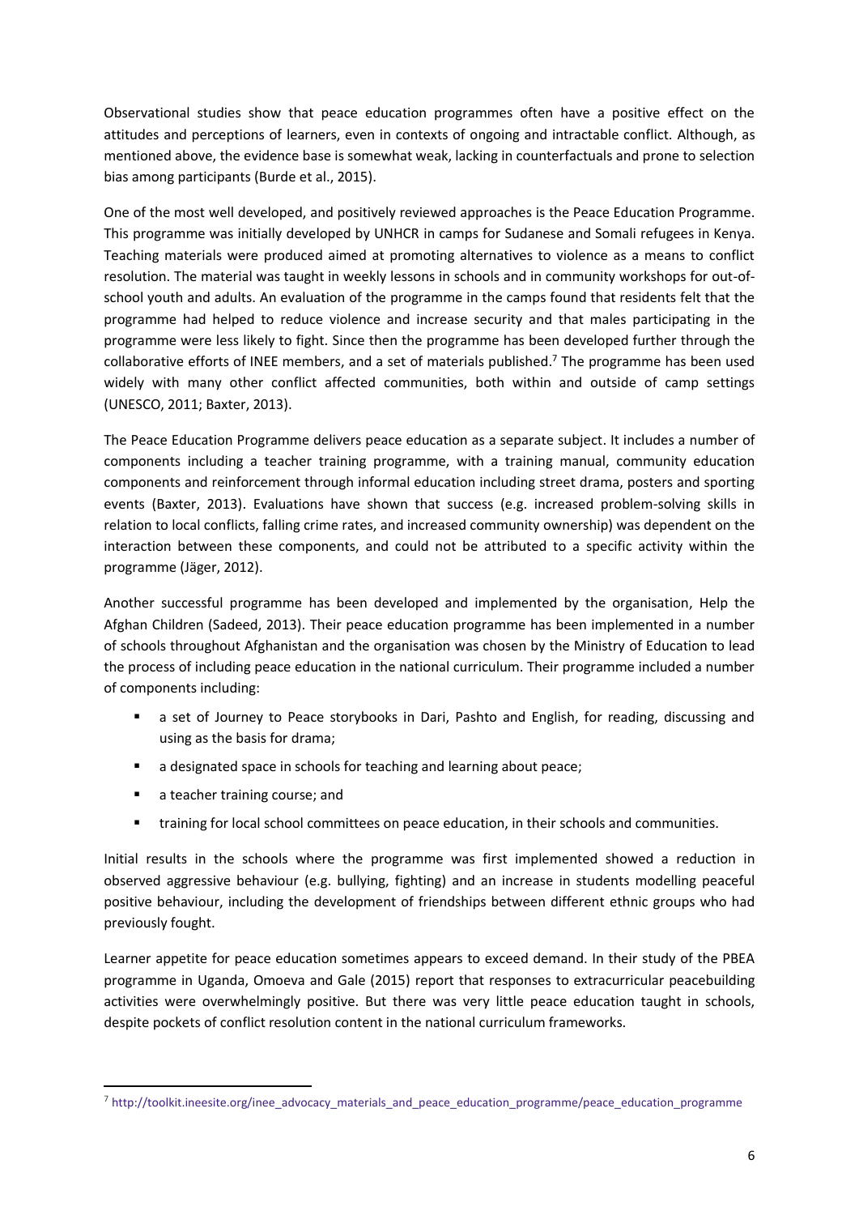Observational studies show that peace education programmes often have a positive effect on the attitudes and perceptions of learners, even in contexts of ongoing and intractable conflict. Although, as mentioned above, the evidence base is somewhat weak, lacking in counterfactuals and prone to selection bias among participants (Burde et al., 2015).

One of the most well developed, and positively reviewed approaches is the Peace Education Programme. This programme was initially developed by UNHCR in camps for Sudanese and Somali refugees in Kenya. Teaching materials were produced aimed at promoting alternatives to violence as a means to conflict resolution. The material was taught in weekly lessons in schools and in community workshops for out-of-school youth and adults. An evaluation of the programme in the camps found that residents felt that the programme had helped to reduce violence and increase security and that males participating in the programme were less likely to fight. Since then the programme has been developed further through the collaborative efforts of INEE members, and a set of materials published.[7] The programme has been used widely with many other conflict affected communities, both within and outside of camp settings (UNESCO, 2011; Baxter, 2013).

The Peace Education Programme delivers peace education as a separate subject. It includes a number of components including a teacher training programme, with a training manual, community education components and reinforcement through informal education including street drama, posters and sporting events (Baxter, 2013). Evaluations have shown that success (e.g. increased problem-solving skills in relation to local conflicts, falling crime rates, and increased community ownership) was dependent on the interaction between these components, and could not be attributed to a specific activity within the programme (Jäger, 2012).

Another successful programme has been developed and implemented by the organisation, Help the Afghan Children (Sadeed, 2013). Their peace education programme has been implemented in a number of schools throughout Afghanistan and the organisation was chosen by the Ministry of Education to lead the process of including peace education in the national curriculum. Their programme included a number of components including:

- a set of Journey to Peace storybooks in Dari, Pashto and English, for reading, discussing and using as the basis for drama;
- a designated space in schools for teaching and learning about peace;
- a teacher training course; and
- training for local school committees on peace education, in their schools and communities.

Initial results in the schools where the programme was first implemented showed a reduction in observed aggressive behaviour (e.g. bullying, fighting) and an increase in students modelling peaceful positive behaviour, including the development of friendships between different ethnic groups who had previously fought.

Learner appetite for peace education sometimes appears to exceed demand. In their study of the PBEA programme in Uganda, Omoeva and Gale (2015) report that responses to extracurricular peacebuilding activities were overwhelmingly positive. But there was very little peace education taught in schools, despite pockets of conflict resolution content in the national curriculum frameworks.

[7] http://toolkit.ineesite.org/inee_advocacy_materials_and_peace_education_programme/peace_education_programme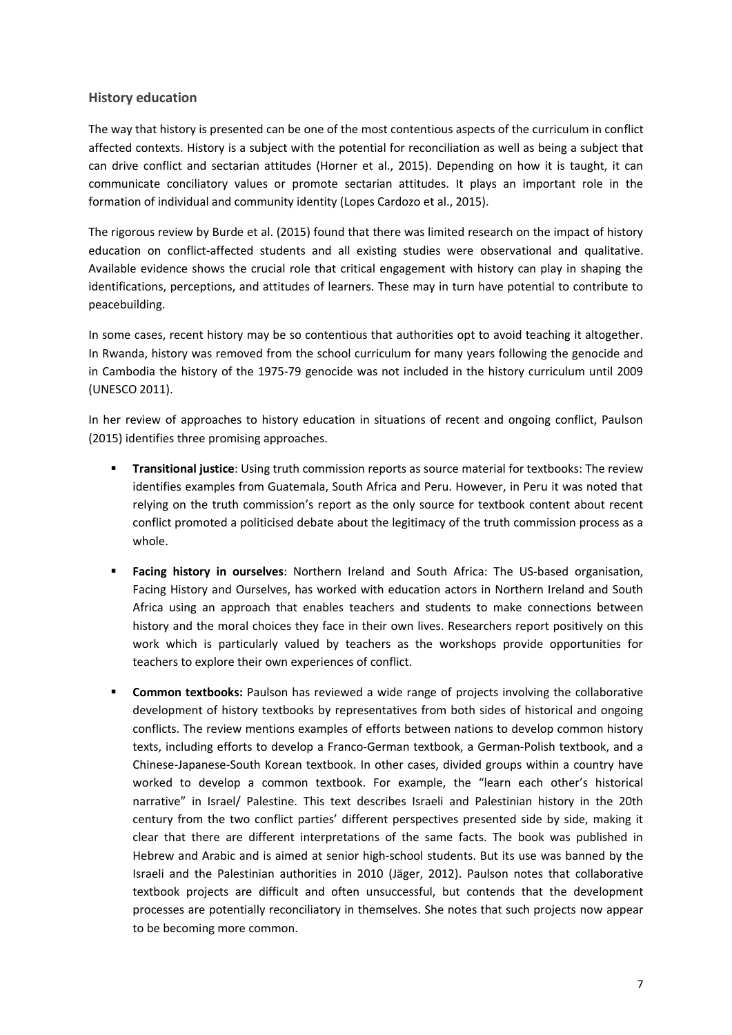## History education

The way that history is presented can be one of the most contentious aspects of the curriculum in conflict affected contexts. History is a subject with the potential for reconciliation as well as being a subject that can drive conflict and sectarian attitudes (Horner et al., 2015). Depending on how it is taught, it can communicate conciliatory values or promote sectarian attitudes. It plays an important role in the formation of individual and community identity (Lopes Cardozo et al., 2015).

The rigorous review by Burde et al. (2015) found that there was limited research on the impact of history education on conflict-affected students and all existing studies were observational and qualitative. Available evidence shows the crucial role that critical engagement with history can play in shaping the identifications, perceptions, and attitudes of learners. These may in turn have potential to contribute to peacebuilding.

In some cases, recent history may be so contentious that authorities opt to avoid teaching it altogether. In Rwanda, history was removed from the school curriculum for many years following the genocide and in Cambodia the history of the 1975-79 genocide was not included in the history curriculum until 2009 (UNESCO 2011).

In her review of approaches to history education in situations of recent and ongoing conflict, Paulson (2015) identifies three promising approaches.

- **Transitional justice**: Using truth commission reports as source material for textbooks: The review identifies examples from Guatemala, South Africa and Peru. However, in Peru it was noted that relying on the truth commission's report as the only source for textbook content about recent conflict promoted a politicised debate about the legitimacy of the truth commission process as a whole.
- **Facing history in ourselves**: Northern Ireland and South Africa: The US-based organisation, Facing History and Ourselves, has worked with education actors in Northern Ireland and South Africa using an approach that enables teachers and students to make connections between history and the moral choices they face in their own lives. Researchers report positively on this work which is particularly valued by teachers as the workshops provide opportunities for teachers to explore their own experiences of conflict.
- **Common textbooks:** Paulson has reviewed a wide range of projects involving the collaborative development of history textbooks by representatives from both sides of historical and ongoing conflicts. The review mentions examples of efforts between nations to develop common history texts, including efforts to develop a Franco-German textbook, a German-Polish textbook, and a Chinese-Japanese-South Korean textbook. In other cases, divided groups within a country have worked to develop a common textbook. For example, the "learn each other's historical narrative" in Israel/ Palestine. This text describes Israeli and Palestinian history in the 20th century from the two conflict parties' different perspectives presented side by side, making it clear that there are different interpretations of the same facts. The book was published in Hebrew and Arabic and is aimed at senior high-school students. But its use was banned by the Israeli and the Palestinian authorities in 2010 (Jäger, 2012). Paulson notes that collaborative textbook projects are difficult and often unsuccessful, but contends that the development processes are potentially reconciliatory in themselves. She notes that such projects now appear to be becoming more common.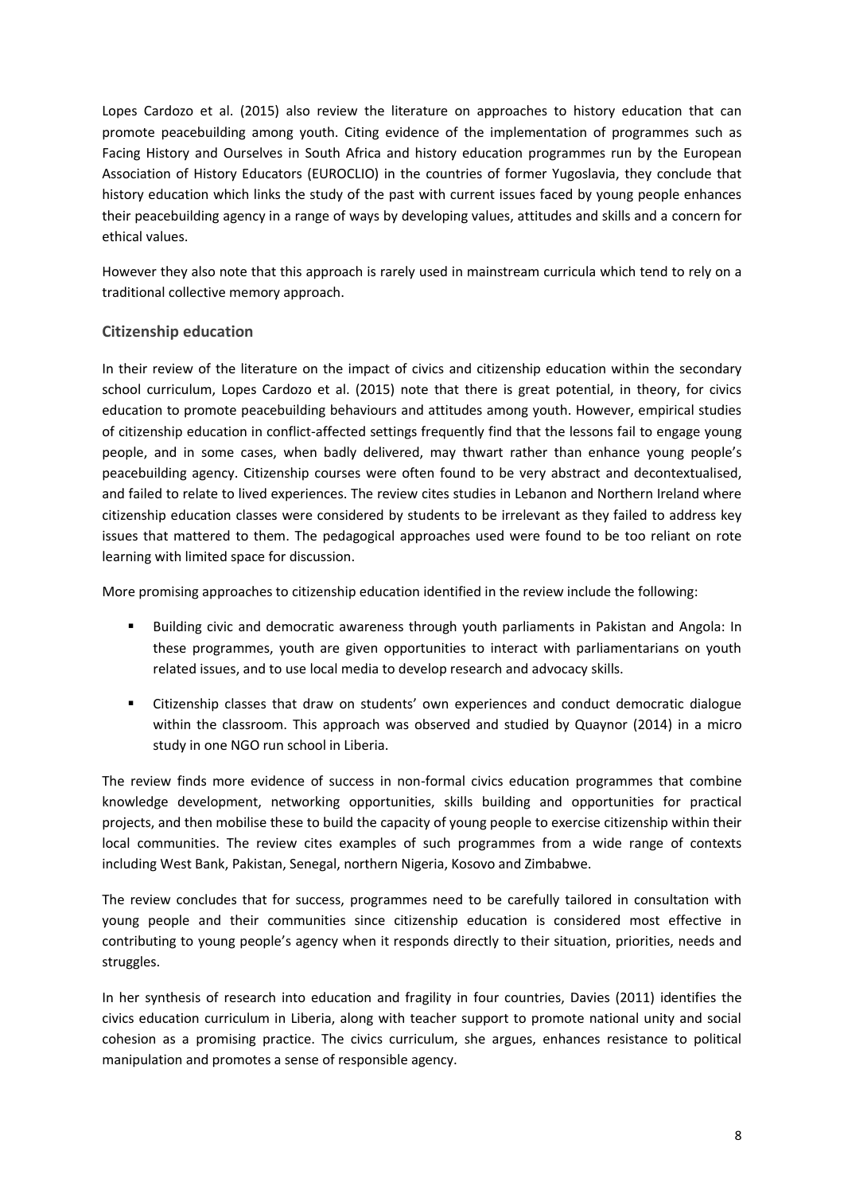Lopes Cardozo et al. (2015) also review the literature on approaches to history education that can promote peacebuilding among youth. Citing evidence of the implementation of programmes such as Facing History and Ourselves in South Africa and history education programmes run by the European Association of History Educators (EUROCLIO) in the countries of former Yugoslavia, they conclude that history education which links the study of the past with current issues faced by young people enhances their peacebuilding agency in a range of ways by developing values, attitudes and skills and a concern for ethical values.

However they also note that this approach is rarely used in mainstream curricula which tend to rely on a traditional collective memory approach.

### Citizenship education

In their review of the literature on the impact of civics and citizenship education within the secondary school curriculum, Lopes Cardozo et al. (2015) note that there is great potential, in theory, for civics education to promote peacebuilding behaviours and attitudes among youth. However, empirical studies of citizenship education in conflict-affected settings frequently find that the lessons fail to engage young people, and in some cases, when badly delivered, may thwart rather than enhance young people's peacebuilding agency. Citizenship courses were often found to be very abstract and decontextualised, and failed to relate to lived experiences. The review cites studies in Lebanon and Northern Ireland where citizenship education classes were considered by students to be irrelevant as they failed to address key issues that mattered to them. The pedagogical approaches used were found to be too reliant on rote learning with limited space for discussion.

More promising approaches to citizenship education identified in the review include the following:

- Building civic and democratic awareness through youth parliaments in Pakistan and Angola: In these programmes, youth are given opportunities to interact with parliamentarians on youth related issues, and to use local media to develop research and advocacy skills.
- Citizenship classes that draw on students' own experiences and conduct democratic dialogue within the classroom. This approach was observed and studied by Quaynor (2014) in a micro study in one NGO run school in Liberia.

The review finds more evidence of success in non-formal civics education programmes that combine knowledge development, networking opportunities, skills building and opportunities for practical projects, and then mobilise these to build the capacity of young people to exercise citizenship within their local communities. The review cites examples of such programmes from a wide range of contexts including West Bank, Pakistan, Senegal, northern Nigeria, Kosovo and Zimbabwe.

The review concludes that for success, programmes need to be carefully tailored in consultation with young people and their communities since citizenship education is considered most effective in contributing to young people's agency when it responds directly to their situation, priorities, needs and struggles.

In her synthesis of research into education and fragility in four countries, Davies (2011) identifies the civics education curriculum in Liberia, along with teacher support to promote national unity and social cohesion as a promising practice. The civics curriculum, she argues, enhances resistance to political manipulation and promotes a sense of responsible agency.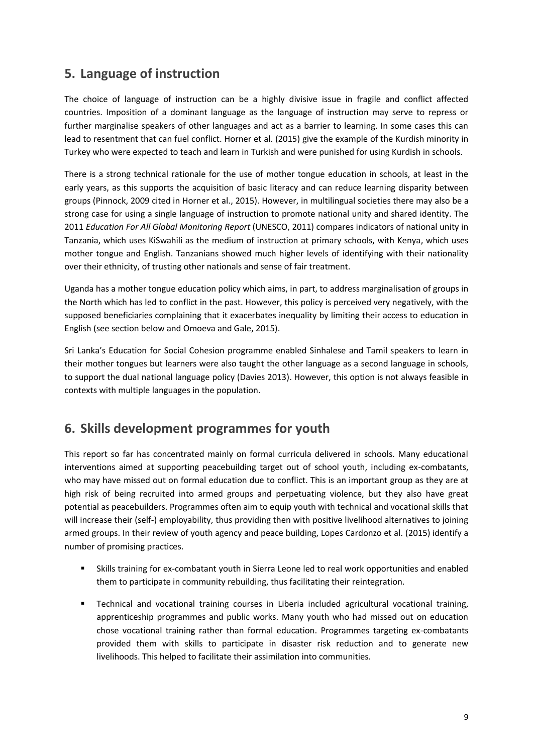## 5. Language of instruction

The choice of language of instruction can be a highly divisive issue in fragile and conflict affected countries. Imposition of a dominant language as the language of instruction may serve to repress or further marginalise speakers of other languages and act as a barrier to learning. In some cases this can lead to resentment that can fuel conflict. Horner et al. (2015) give the example of the Kurdish minority in Turkey who were expected to teach and learn in Turkish and were punished for using Kurdish in schools.

There is a strong technical rationale for the use of mother tongue education in schools, at least in the early years, as this supports the acquisition of basic literacy and can reduce learning disparity between groups (Pinnock, 2009 cited in Horner et al., 2015). However, in multilingual societies there may also be a strong case for using a single language of instruction to promote national unity and shared identity. The 2011 *Education For All Global Monitoring Report* (UNESCO, 2011) compares indicators of national unity in Tanzania, which uses KiSwahili as the medium of instruction at primary schools, with Kenya, which uses mother tongue and English. Tanzanians showed much higher levels of identifying with their nationality over their ethnicity, of trusting other nationals and sense of fair treatment.

Uganda has a mother tongue education policy which aims, in part, to address marginalisation of groups in the North which has led to conflict in the past. However, this policy is perceived very negatively, with the supposed beneficiaries complaining that it exacerbates inequality by limiting their access to education in English (see section below and Omoeva and Gale, 2015).

Sri Lanka's Education for Social Cohesion programme enabled Sinhalese and Tamil speakers to learn in their mother tongues but learners were also taught the other language as a second language in schools, to support the dual national language policy (Davies 2013). However, this option is not always feasible in contexts with multiple languages in the population.

## 6. Skills development programmes for youth

This report so far has concentrated mainly on formal curricula delivered in schools. Many educational interventions aimed at supporting peacebuilding target out of school youth, including ex-combatants, who may have missed out on formal education due to conflict. This is an important group as they are at high risk of being recruited into armed groups and perpetuating violence, but they also have great potential as peacebuilders. Programmes often aim to equip youth with technical and vocational skills that will increase their (self-) employability, thus providing then with positive livelihood alternatives to joining armed groups. In their review of youth agency and peace building, Lopes Cardonzo et al. (2015) identify a number of promising practices.

- Skills training for ex-combatant youth in Sierra Leone led to real work opportunities and enabled them to participate in community rebuilding, thus facilitating their reintegration.
- Technical and vocational training courses in Liberia included agricultural vocational training, apprenticeship programmes and public works. Many youth who had missed out on education chose vocational training rather than formal education. Programmes targeting ex-combatants provided them with skills to participate in disaster risk reduction and to generate new livelihoods. This helped to facilitate their assimilation into communities.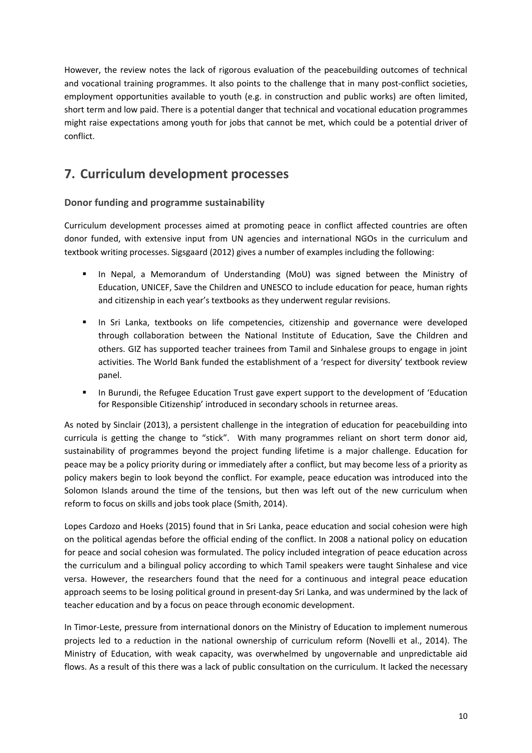However, the review notes the lack of rigorous evaluation of the peacebuilding outcomes of technical and vocational training programmes. It also points to the challenge that in many post-conflict societies, employment opportunities available to youth (e.g. in construction and public works) are often limited, short term and low paid. There is a potential danger that technical and vocational education programmes might raise expectations among youth for jobs that cannot be met, which could be a potential driver of conflict.

## 7. Curriculum development processes

### Donor funding and programme sustainability

Curriculum development processes aimed at promoting peace in conflict affected countries are often donor funded, with extensive input from UN agencies and international NGOs in the curriculum and textbook writing processes. Sigsgaard (2012) gives a number of examples including the following:

- In Nepal, a Memorandum of Understanding (MoU) was signed between the Ministry of Education, UNICEF, Save the Children and UNESCO to include education for peace, human rights and citizenship in each year's textbooks as they underwent regular revisions.
- In Sri Lanka, textbooks on life competencies, citizenship and governance were developed through collaboration between the National Institute of Education, Save the Children and others. GIZ has supported teacher trainees from Tamil and Sinhalese groups to engage in joint activities. The World Bank funded the establishment of a 'respect for diversity' textbook review panel.
- In Burundi, the Refugee Education Trust gave expert support to the development of 'Education for Responsible Citizenship' introduced in secondary schools in returnee areas.

As noted by Sinclair (2013), a persistent challenge in the integration of education for peacebuilding into curricula is getting the change to "stick". With many programmes reliant on short term donor aid, sustainability of programmes beyond the project funding lifetime is a major challenge. Education for peace may be a policy priority during or immediately after a conflict, but may become less of a priority as policy makers begin to look beyond the conflict. For example, peace education was introduced into the Solomon Islands around the time of the tensions, but then was left out of the new curriculum when reform to focus on skills and jobs took place (Smith, 2014).

Lopes Cardozo and Hoeks (2015) found that in Sri Lanka, peace education and social cohesion were high on the political agendas before the official ending of the conflict. In 2008 a national policy on education for peace and social cohesion was formulated. The policy included integration of peace education across the curriculum and a bilingual policy according to which Tamil speakers were taught Sinhalese and vice versa. However, the researchers found that the need for a continuous and integral peace education approach seems to be losing political ground in present-day Sri Lanka, and was undermined by the lack of teacher education and by a focus on peace through economic development.

In Timor-Leste, pressure from international donors on the Ministry of Education to implement numerous projects led to a reduction in the national ownership of curriculum reform (Novelli et al., 2014). The Ministry of Education, with weak capacity, was overwhelmed by ungovernable and unpredictable aid flows. As a result of this there was a lack of public consultation on the curriculum. It lacked the necessary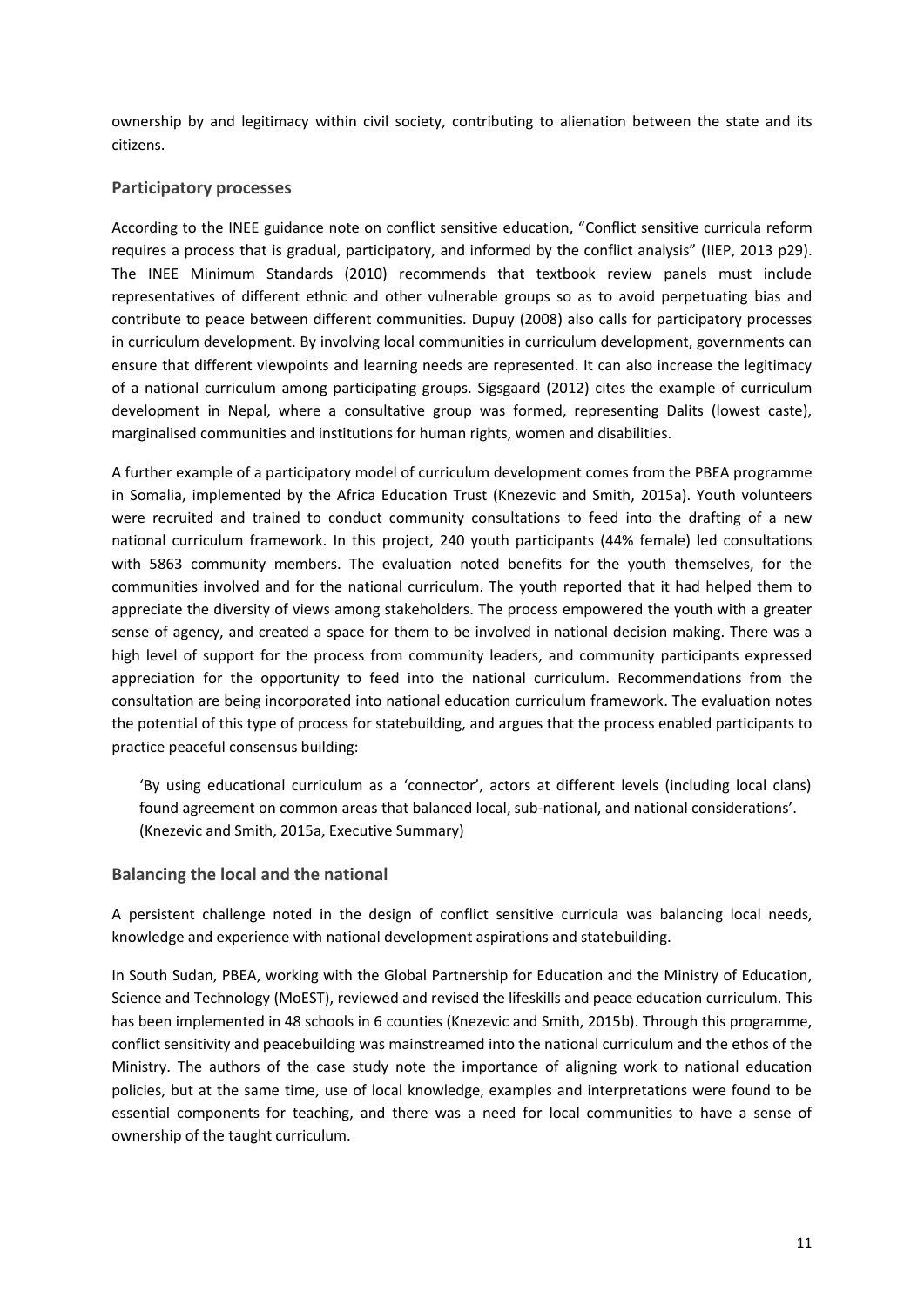ownership by and legitimacy within civil society, contributing to alienation between the state and its citizens.

### Participatory processes

According to the INEE guidance note on conflict sensitive education, "Conflict sensitive curricula reform requires a process that is gradual, participatory, and informed by the conflict analysis" (IIEP, 2013 p29). The INEE Minimum Standards (2010) recommends that textbook review panels must include representatives of different ethnic and other vulnerable groups so as to avoid perpetuating bias and contribute to peace between different communities. Dupuy (2008) also calls for participatory processes in curriculum development. By involving local communities in curriculum development, governments can ensure that different viewpoints and learning needs are represented. It can also increase the legitimacy of a national curriculum among participating groups. Sigsgaard (2012) cites the example of curriculum development in Nepal, where a consultative group was formed, representing Dalits (lowest caste), marginalised communities and institutions for human rights, women and disabilities.

A further example of a participatory model of curriculum development comes from the PBEA programme in Somalia, implemented by the Africa Education Trust (Knezevic and Smith, 2015a). Youth volunteers were recruited and trained to conduct community consultations to feed into the drafting of a new national curriculum framework. In this project, 240 youth participants (44% female) led consultations with 5863 community members. The evaluation noted benefits for the youth themselves, for the communities involved and for the national curriculum. The youth reported that it had helped them to appreciate the diversity of views among stakeholders. The process empowered the youth with a greater sense of agency, and created a space for them to be involved in national decision making. There was a high level of support for the process from community leaders, and community participants expressed appreciation for the opportunity to feed into the national curriculum. Recommendations from the consultation are being incorporated into national education curriculum framework. The evaluation notes the potential of this type of process for statebuilding, and argues that the process enabled participants to practice peaceful consensus building:

> 'By using educational curriculum as a 'connector', actors at different levels (including local clans) found agreement on common areas that balanced local, sub-national, and national considerations'. (Knezevic and Smith, 2015a, Executive Summary)

### Balancing the local and the national

A persistent challenge noted in the design of conflict sensitive curricula was balancing local needs, knowledge and experience with national development aspirations and statebuilding.

In South Sudan, PBEA, working with the Global Partnership for Education and the Ministry of Education, Science and Technology (MoEST), reviewed and revised the lifeskills and peace education curriculum. This has been implemented in 48 schools in 6 counties (Knezevic and Smith, 2015b). Through this programme, conflict sensitivity and peacebuilding was mainstreamed into the national curriculum and the ethos of the Ministry. The authors of the case study note the importance of aligning work to national education policies, but at the same time, use of local knowledge, examples and interpretations were found to be essential components for teaching, and there was a need for local communities to have a sense of ownership of the taught curriculum.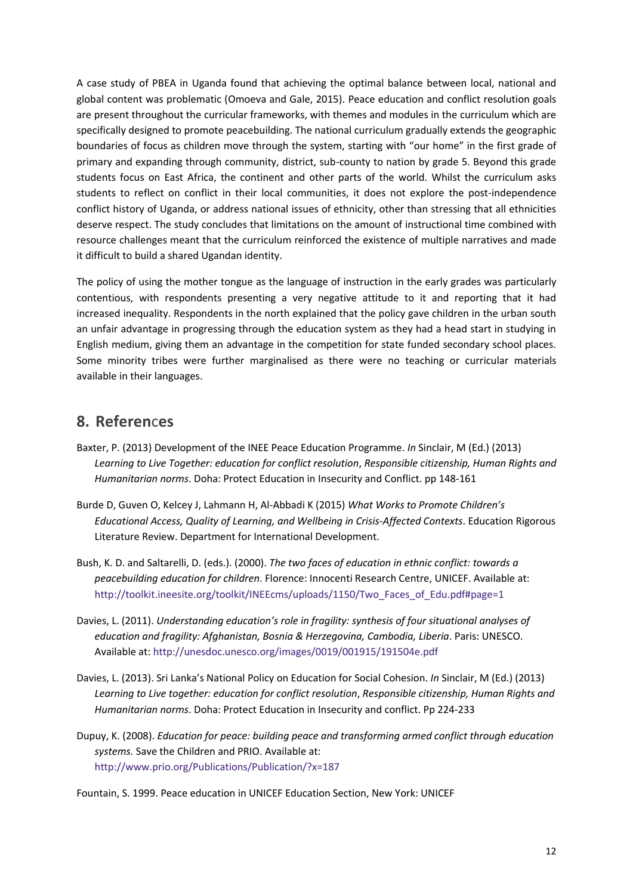A case study of PBEA in Uganda found that achieving the optimal balance between local, national and global content was problematic (Omoeva and Gale, 2015). Peace education and conflict resolution goals are present throughout the curricular frameworks, with themes and modules in the curriculum which are specifically designed to promote peacebuilding. The national curriculum gradually extends the geographic boundaries of focus as children move through the system, starting with "our home" in the first grade of primary and expanding through community, district, sub-county to nation by grade 5. Beyond this grade students focus on East Africa, the continent and other parts of the world. Whilst the curriculum asks students to reflect on conflict in their local communities, it does not explore the post-independence conflict history of Uganda, or address national issues of ethnicity, other than stressing that all ethnicities deserve respect. The study concludes that limitations on the amount of instructional time combined with resource challenges meant that the curriculum reinforced the existence of multiple narratives and made it difficult to build a shared Ugandan identity.

The policy of using the mother tongue as the language of instruction in the early grades was particularly contentious, with respondents presenting a very negative attitude to it and reporting that it had increased inequality. Respondents in the north explained that the policy gave children in the urban south an unfair advantage in progressing through the education system as they had a head start in studying in English medium, giving them an advantage in the competition for state funded secondary school places. Some minority tribes were further marginalised as there were no teaching or curricular materials available in their languages.

## 8. References

Baxter, P. (2013) Development of the INEE Peace Education Programme. *In* Sinclair, M (Ed.) (2013) *Learning to Live Together: education for conflict resolution*, *Responsible citizenship, Human Rights and Humanitarian norms*. Doha: Protect Education in Insecurity and Conflict. pp 148-161

Burde D, Guven O, Kelcey J, Lahmann H, Al-Abbadi K (2015) *What Works to Promote Children's Educational Access, Quality of Learning, and Wellbeing in Crisis-Affected Contexts*. Education Rigorous Literature Review. Department for International Development.

Bush, K. D. and Saltarelli, D. (eds.). (2000). *The two faces of education in ethnic conflict: towards a peacebuilding education for children*. Florence: Innocenti Research Centre, UNICEF. Available at: http://toolkit.ineesite.org/toolkit/INEEcms/uploads/1150/Two_Faces_of_Edu.pdf#page=1

Davies, L. (2011). *Understanding education's role in fragility: synthesis of four situational analyses of education and fragility: Afghanistan, Bosnia & Herzegovina, Cambodia, Liberia*. Paris: UNESCO. Available at: http://unesdoc.unesco.org/images/0019/001915/191504e.pdf

Davies, L. (2013). Sri Lanka's National Policy on Education for Social Cohesion. *In* Sinclair, M (Ed.) (2013) *Learning to Live together: education for conflict resolution*, *Responsible citizenship, Human Rights and Humanitarian norms*. Doha: Protect Education in Insecurity and conflict. Pp 224-233

Dupuy, K. (2008). *Education for peace: building peace and transforming armed conflict through education systems.* Save the Children and PRIO. Available at: http://www.prio.org/Publications/Publication/?x=187

Fountain, S. 1999. Peace education in UNICEF Education Section, New York: UNICEF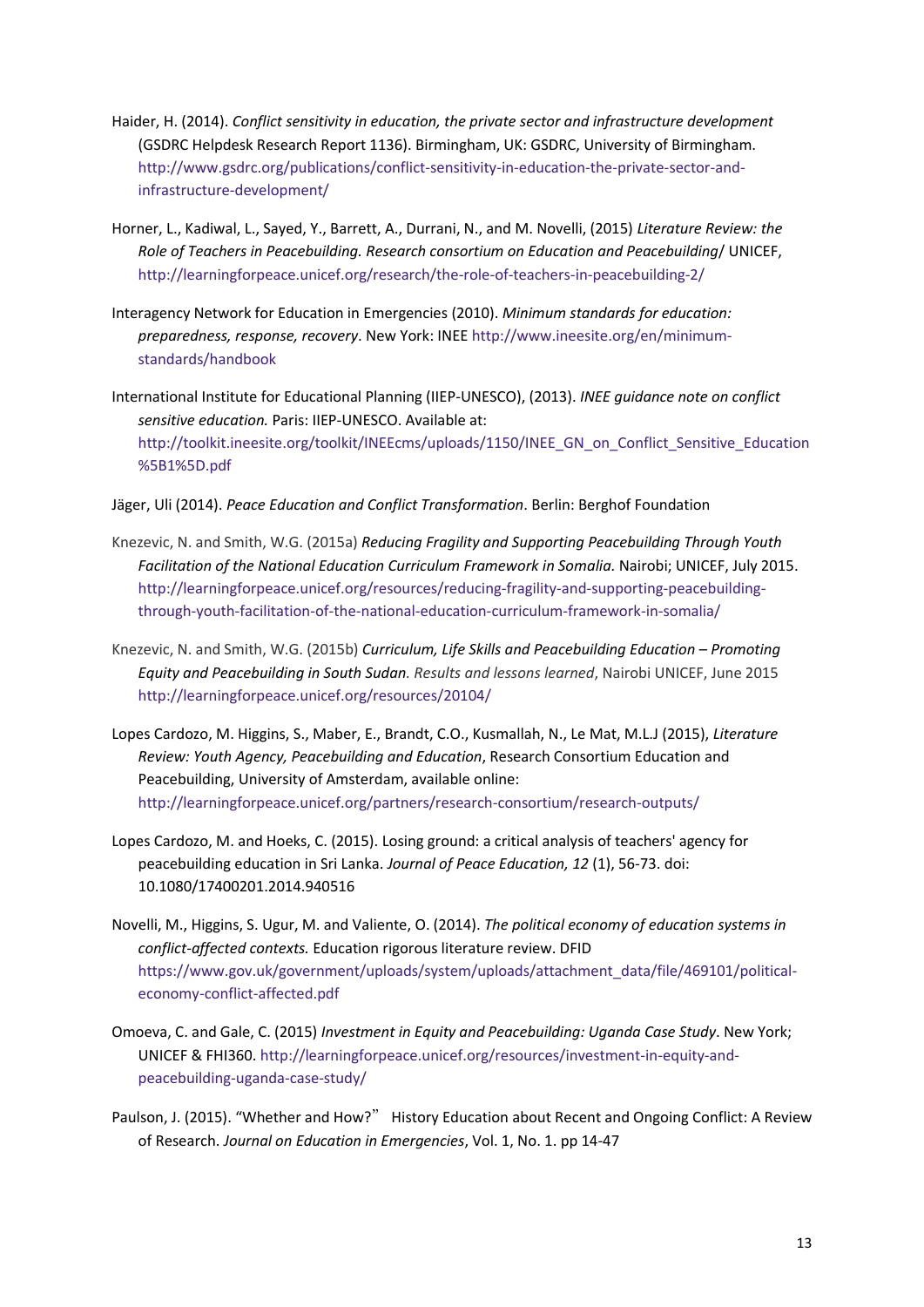Haider, H. (2014). *Conflict sensitivity in education, the private sector and infrastructure development* (GSDRC Helpdesk Research Report 1136). Birmingham, UK: GSDRC, University of Birmingham. http://www.gsdrc.org/publications/conflict-sensitivity-in-education-the-private-sector-and-infrastructure-development/

Horner, L., Kadiwal, L., Sayed, Y., Barrett, A., Durrani, N., and M. Novelli, (2015) *Literature Review: the Role of Teachers in Peacebuilding. Research consortium on Education and Peacebuilding*/ UNICEF, http://learningforpeace.unicef.org/research/the-role-of-teachers-in-peacebuilding-2/

Interagency Network for Education in Emergencies (2010). *Minimum standards for education: preparedness, response, recovery*. New York: INEE http://www.ineesite.org/en/minimum-standards/handbook

International Institute for Educational Planning (IIEP-UNESCO), (2013). *INEE guidance note on conflict sensitive education.* Paris: IIEP-UNESCO. Available at: http://toolkit.ineesite.org/toolkit/INEEcms/uploads/1150/INEE_GN_on_Conflict_Sensitive_Education%5B1%5D.pdf

Jäger, Uli (2014). *Peace Education and Conflict Transformation*. Berlin: Berghof Foundation

Knezevic, N. and Smith, W.G. (2015a) *Reducing Fragility and Supporting Peacebuilding Through Youth Facilitation of the National Education Curriculum Framework in Somalia.* Nairobi; UNICEF, July 2015. http://learningforpeace.unicef.org/resources/reducing-fragility-and-supporting-peacebuilding-through-youth-facilitation-of-the-national-education-curriculum-framework-in-somalia/

Knezevic, N. and Smith, W.G. (2015b) *Curriculum, Life Skills and Peacebuilding Education – Promoting Equity and Peacebuilding in South Sudan. Results and lessons learned*, Nairobi UNICEF, June 2015 http://learningforpeace.unicef.org/resources/20104/

Lopes Cardozo, M. Higgins, S., Maber, E., Brandt, C.O., Kusmallah, N., Le Mat, M.L.J (2015), *Literature Review: Youth Agency, Peacebuilding and Education*, Research Consortium Education and Peacebuilding, University of Amsterdam, available online: http://learningforpeace.unicef.org/partners/research-consortium/research-outputs/

Lopes Cardozo, M. and Hoeks, C. (2015). Losing ground: a critical analysis of teachers' agency for peacebuilding education in Sri Lanka. *Journal of Peace Education, 12* (1), 56-73. doi: 10.1080/17400201.2014.940516

Novelli, M., Higgins, S. Ugur, M. and Valiente, O. (2014). *The political economy of education systems in conflict-affected contexts.* Education rigorous literature review. DFID https://www.gov.uk/government/uploads/system/uploads/attachment_data/file/469101/political-economy-conflict-affected.pdf

Omoeva, C. and Gale, C. (2015) *Investment in Equity and Peacebuilding: Uganda Case Study*. New York; UNICEF & FHI360. http://learningforpeace.unicef.org/resources/investment-in-equity-and-peacebuilding-uganda-case-study/

Paulson, J. (2015). "Whether and How?" History Education about Recent and Ongoing Conflict: A Review of Research. *Journal on Education in Emergencies*, Vol. 1, No. 1. pp 14-47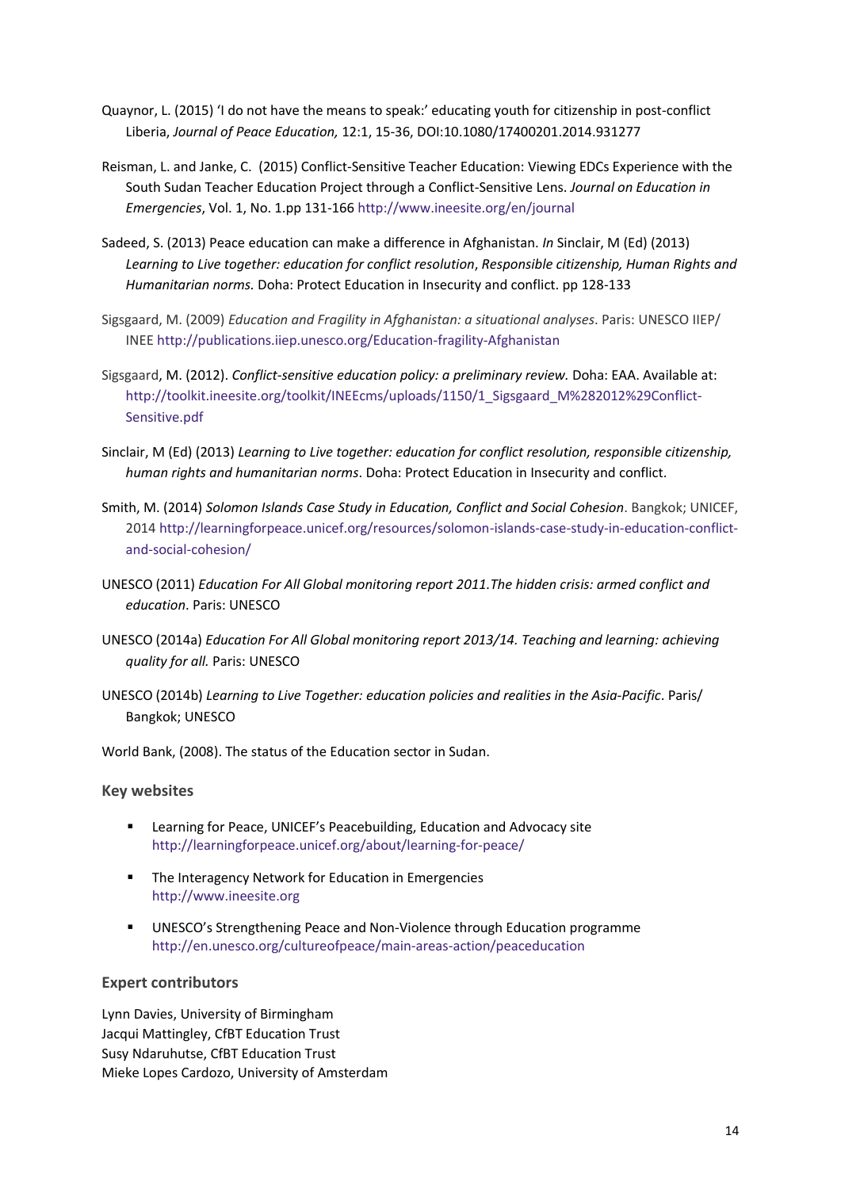Quaynor, L. (2015) 'I do not have the means to speak:' educating youth for citizenship in post-conflict Liberia, *Journal of Peace Education,* 12:1, 15-36, DOI:10.1080/17400201.2014.931277

Reisman, L. and Janke, C. (2015) Conflict-Sensitive Teacher Education: Viewing EDCs Experience with the South Sudan Teacher Education Project through a Conflict-Sensitive Lens. *Journal on Education in Emergencies*, Vol. 1, No. 1.pp 131-166 http://www.ineesite.org/en/journal

Sadeed, S. (2013) Peace education can make a difference in Afghanistan. *In* Sinclair, M (Ed) (2013) *Learning to Live together: education for conflict resolution*, *Responsible citizenship, Human Rights and Humanitarian norms.* Doha: Protect Education in Insecurity and conflict. pp 128-133

Sigsgaard, M. (2009) *Education and Fragility in Afghanistan: a situational analyses*. Paris: UNESCO IIEP/ INEE http://publications.iiep.unesco.org/Education-fragility-Afghanistan

Sigsgaard, M. (2012). *Conflict-sensitive education policy: a preliminary review.* Doha: EAA. Available at: http://toolkit.ineesite.org/toolkit/INEEcms/uploads/1150/1_Sigsgaard_M%282012%29Conflict-Sensitive.pdf

Sinclair, M (Ed) (2013) *Learning to Live together: education for conflict resolution, responsible citizenship, human rights and humanitarian norms*. Doha: Protect Education in Insecurity and conflict.

Smith, M. (2014) *Solomon Islands Case Study in Education, Conflict and Social Cohesion*. Bangkok; UNICEF, 2014 http://learningforpeace.unicef.org/resources/solomon-islands-case-study-in-education-conflict-and-social-cohesion/

UNESCO (2011) *Education For All Global monitoring report 2011.The hidden crisis: armed conflict and education*. Paris: UNESCO

UNESCO (2014a) *Education For All Global monitoring report 2013/14. Teaching and learning: achieving quality for all.* Paris: UNESCO

UNESCO (2014b) *Learning to Live Together: education policies and realities in the Asia-Pacific*. Paris/ Bangkok; UNESCO

World Bank, (2008). The status of the Education sector in Sudan.

### Key websites

- Learning for Peace, UNICEF's Peacebuilding, Education and Advocacy site
  http://learningforpeace.unicef.org/about/learning-for-peace/
- The Interagency Network for Education in Emergencies
  http://www.ineesite.org
- UNESCO's Strengthening Peace and Non-Violence through Education programme
  http://en.unesco.org/cultureofpeace/main-areas-action/peaceducation

### Expert contributors

Lynn Davies, University of Birmingham
Jacqui Mattingley, CfBT Education Trust
Susy Ndaruhutse, CfBT Education Trust
Mieke Lopes Cardozo, University of Amsterdam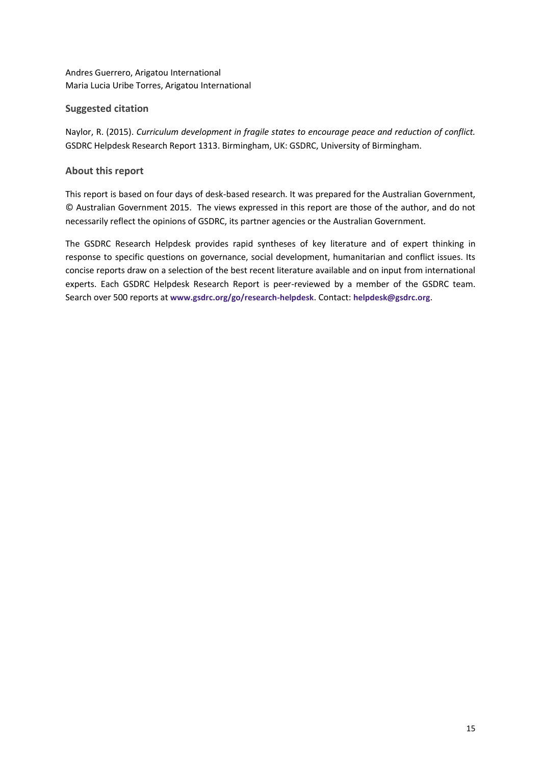Andres Guerrero, Arigatou International
Maria Lucia Uribe Torres, Arigatou International

### Suggested citation

Naylor, R. (2015). *Curriculum development in fragile states to encourage peace and reduction of conflict.* GSDRC Helpdesk Research Report 1313. Birmingham, UK: GSDRC, University of Birmingham.

### About this report

This report is based on four days of desk-based research. It was prepared for the Australian Government, © Australian Government 2015. The views expressed in this report are those of the author, and do not necessarily reflect the opinions of GSDRC, its partner agencies or the Australian Government.

The GSDRC Research Helpdesk provides rapid syntheses of key literature and of expert thinking in response to specific questions on governance, social development, humanitarian and conflict issues. Its concise reports draw on a selection of the best recent literature available and on input from international experts. Each GSDRC Helpdesk Research Report is peer-reviewed by a member of the GSDRC team. Search over 500 reports at **www.gsdrc.org/go/research-helpdesk**. Contact: **helpdesk@gsdrc.org**.